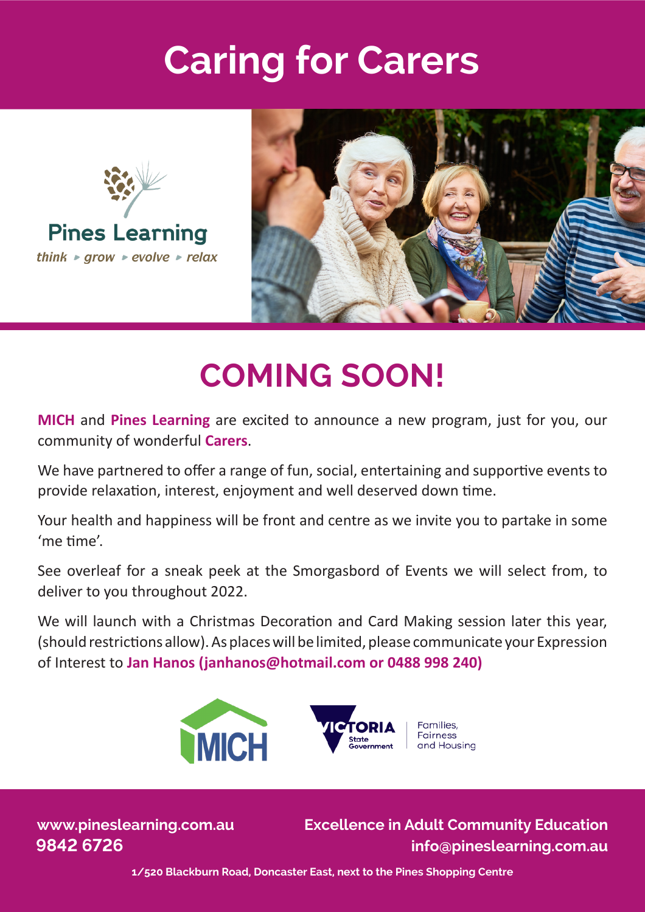# Caring for Carers

Pines Learning

*think ▸ grow ▸ evolve ▸ relax*

## COMING SOON!

**MICH** and **Pines Learning** are excited to announce a new program, just for you, our community of wonderful **Carers**.

We have partnered to offer a range of fun, social, entertaining and supportive events to provide relaxation, interest, enjoyment and well deserved down time.

Your health and happiness will be front and centre as we invite you to partake in some 'me time'.

See overleaf for a sneak peek at the Smorgasbord of Events we will select from, to deliver to you throughout 2022.

We will launch with a Christmas Decoration and Card Making session later this year, (should restrictions allow). As places will be limited, please communicate your Expression of Interest to **Jan Hanos (janhanos@hotmail.com or 0488 998 240)**

MICH

Victoria State Government | Families, Fairness and Housing

**www.pineslearning.com.au**
**9842 6726**

**Excellence in Adult Community Education**
**info@pineslearning.com.au**

**1/520 Blackburn Road, Doncaster East, next to the Pines Shopping Centre**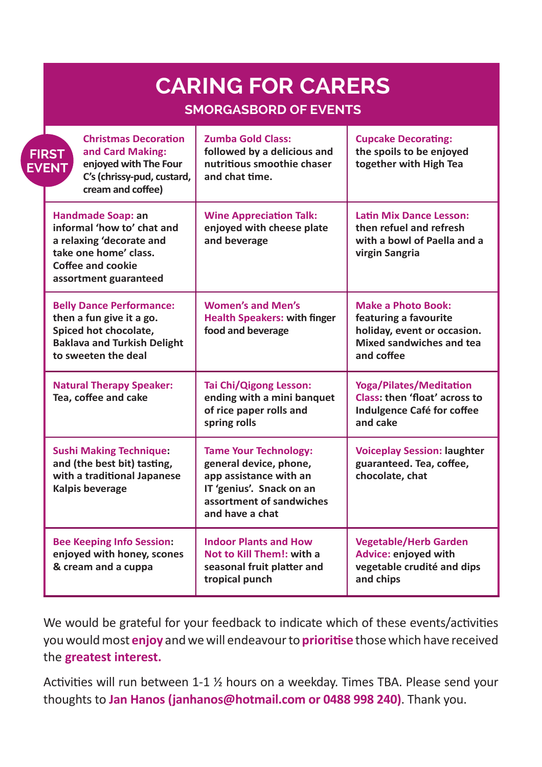# CARING FOR CARERS

## SMORGASBORD OF EVENTS

| | | |
|---|---|---|
| **FIRST EVENT** **Christmas Decoration and Card Making:** enjoyed with The Four C's (chrissy-pud, custard, cream and coffee) | **Zumba Gold Class:** followed by a delicious and nutritious smoothie chaser and chat time. | **Cupcake Decorating:** the spoils to be enjoyed together with High Tea |
| **Handmade Soap:** an informal 'how to' chat and a relaxing 'decorate and take one home' class. Coffee and cookie assortment guaranteed | **Wine Appreciation Talk:** enjoyed with cheese plate and beverage | **Latin Mix Dance Lesson:** then refuel and refresh with a bowl of Paella and a virgin Sangria |
| **Belly Dance Performance:** then a fun give it a go. Spiced hot chocolate, Baklava and Turkish Delight to sweeten the deal | **Women's and Men's Health Speakers:** with finger food and beverage | **Make a Photo Book:** featuring a favourite holiday, event or occasion. Mixed sandwiches and tea and coffee |
| **Natural Therapy Speaker:** Tea, coffee and cake | **Tai Chi/Qigong Lesson:** ending with a mini banquet of rice paper rolls and spring rolls | **Yoga/Pilates/Meditation Class:** then 'float' across to Indulgence Café for coffee and cake |
| **Sushi Making Technique:** and (the best bit) tasting, with a traditional Japanese Kalpis beverage | **Tame Your Technology:** general device, phone, app assistance with an IT 'genius'. Snack on an assortment of sandwiches and have a chat | **Voiceplay Session:** laughter guaranteed. Tea, coffee, chocolate, chat |
| **Bee Keeping Info Session:** enjoyed with honey, scones & cream and a cuppa | **Indoor Plants and How Not to Kill Them!:** with a seasonal fruit platter and tropical punch | **Vegetable/Herb Garden Advice:** enjoyed with vegetable crudité and dips and chips |

We would be grateful for your feedback to indicate which of these events/activities you would most **enjoy** and we will endeavour to **prioritise** those which have received the **greatest interest.**

Activities will run between 1-1 ½ hours on a weekday. Times TBA. Please send your thoughts to **Jan Hanos (janhanos@hotmail.com or 0488 998 240)**. Thank you.